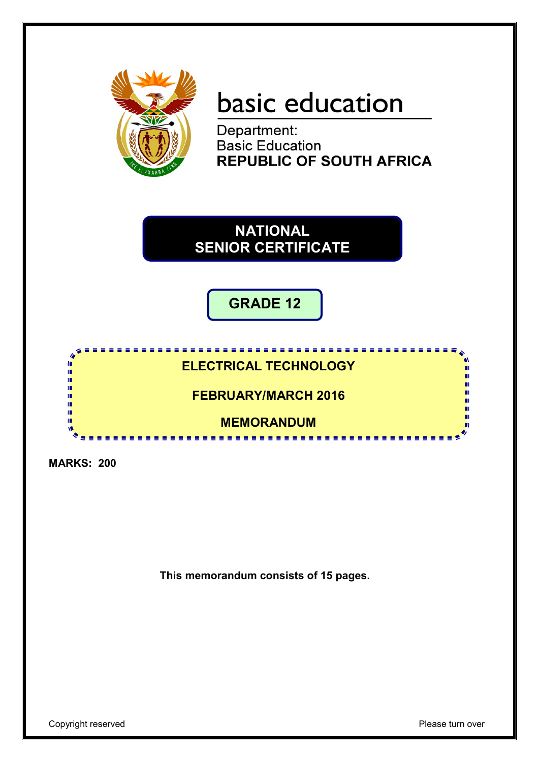basic education

Department:
Basic Education
**REPUBLIC OF SOUTH AFRICA**

# NATIONAL SENIOR CERTIFICATE

## GRADE 12

## ELECTRICAL TECHNOLOGY

## FEBRUARY/MARCH 2016

## MEMORANDUM

**MARKS: 200**

**This memorandum consists of 15 pages.**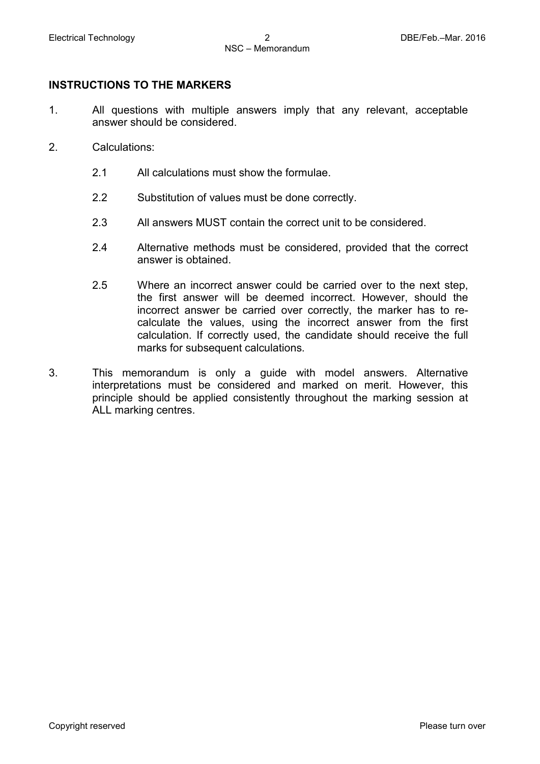## INSTRUCTIONS TO THE MARKERS

1. All questions with multiple answers imply that any relevant, acceptable answer should be considered.

2. Calculations:

   2.1 All calculations must show the formulae.

   2.2 Substitution of values must be done correctly.

   2.3 All answers MUST contain the correct unit to be considered.

   2.4 Alternative methods must be considered, provided that the correct answer is obtained.

   2.5 Where an incorrect answer could be carried over to the next step, the first answer will be deemed incorrect. However, should the incorrect answer be carried over correctly, the marker has to re-calculate the values, using the incorrect answer from the first calculation. If correctly used, the candidate should receive the full marks for subsequent calculations.

3. This memorandum is only a guide with model answers. Alternative interpretations must be considered and marked on merit. However, this principle should be applied consistently throughout the marking session at ALL marking centres.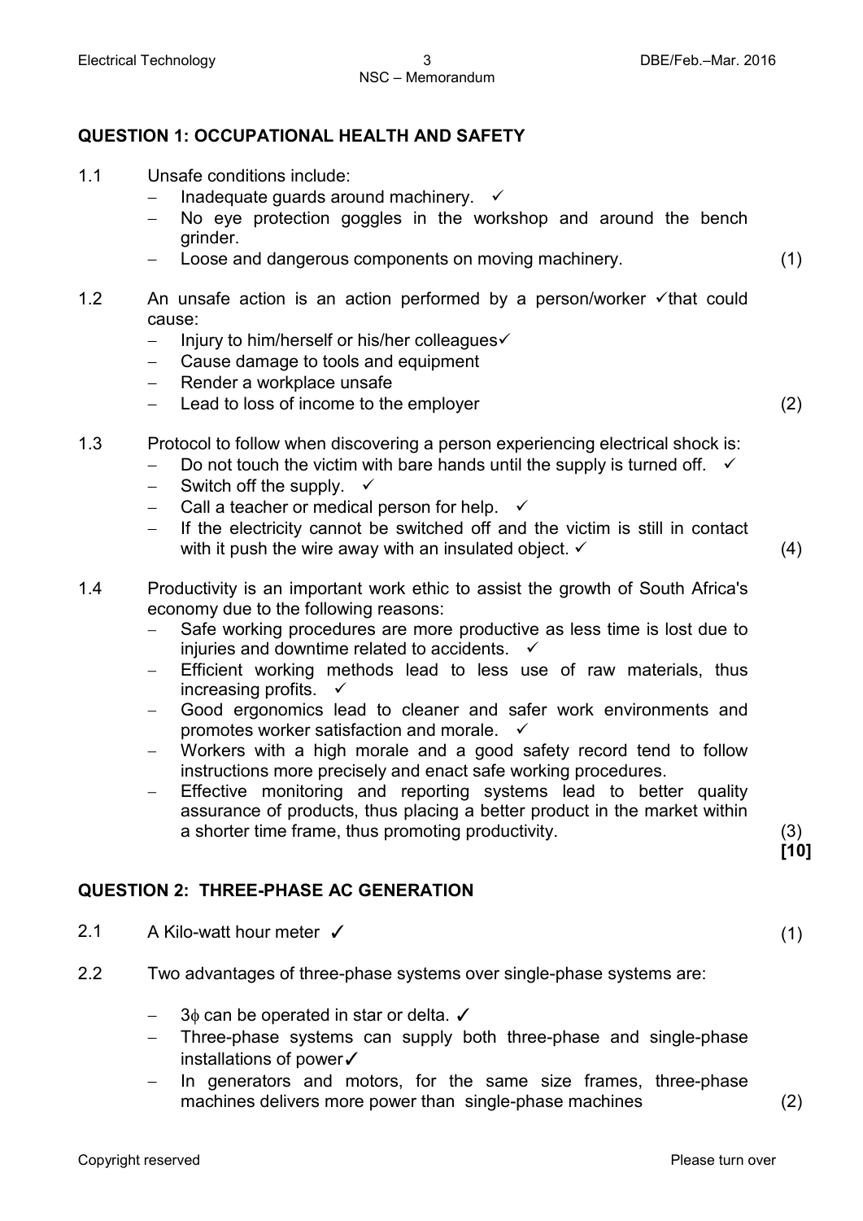## QUESTION 1: OCCUPATIONAL HEALTH AND SAFETY

1.1 Unsafe conditions include:

- Inadequate guards around machinery. ✓
- No eye protection goggles in the workshop and around the bench grinder.
- Loose and dangerous components on moving machinery. (1)

1.2 An unsafe action is an action performed by a person/worker ✓that could cause:

- Injury to him/herself or his/her colleagues✓
- Cause damage to tools and equipment
- Render a workplace unsafe
- Lead to loss of income to the employer (2)

1.3 Protocol to follow when discovering a person experiencing electrical shock is:

- Do not touch the victim with bare hands until the supply is turned off. ✓
- Switch off the supply. ✓
- Call a teacher or medical person for help. ✓
- If the electricity cannot be switched off and the victim is still in contact with it push the wire away with an insulated object. ✓ (4)

1.4 Productivity is an important work ethic to assist the growth of South Africa's economy due to the following reasons:

- Safe working procedures are more productive as less time is lost due to injuries and downtime related to accidents. ✓
- Efficient working methods lead to less use of raw materials, thus increasing profits. ✓
- Good ergonomics lead to cleaner and safer work environments and promotes worker satisfaction and morale. ✓
- Workers with a high morale and a good safety record tend to follow instructions more precisely and enact safe working procedures.
- Effective monitoring and reporting systems lead to better quality assurance of products, thus placing a better product in the market within a shorter time frame, thus promoting productivity. (3)

**[10]**

## QUESTION 2: THREE-PHASE AC GENERATION

2.1 A Kilo-watt hour meter ✓ (1)

2.2 Two advantages of three-phase systems over single-phase systems are:

- 3ϕ can be operated in star or delta. ✓
- Three-phase systems can supply both three-phase and single-phase installations of power✓
- In generators and motors, for the same size frames, three-phase machines delivers more power than single-phase machines (2)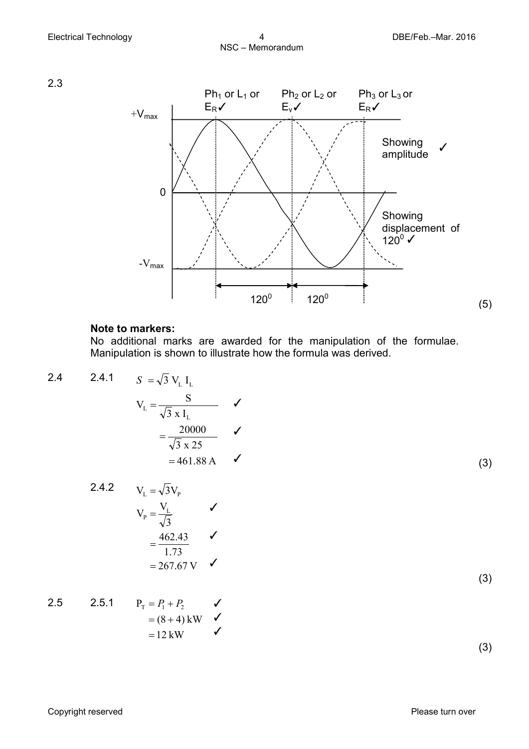2.3

Ph$_1$ or L$_1$ or E$_R$✓

Ph$_2$ or L$_2$ or E$_Y$✓

Ph$_3$ or L$_3$ or E$_R$✓

+V$_{max}$

0

-V$_{max}$

Showing amplitude ✓

Showing displacement of 120$^0$ ✓

120$^0$ 120$^0$

(5)

**Note to markers:**
No additional marks are awarded for the manipulation of the formulae. Manipulation is shown to illustrate how the formula was derived.

2.4 2.4.1

$$S = \sqrt{3}\, V_L\, I_L$$

$$V_L = \frac{S}{\sqrt{3} \times I_L} \quad ✓$$

$$= \frac{20000}{\sqrt{3} \times 25} \quad ✓$$

$$= 461.88 \text{ A} \quad ✓$$

(3)

2.4.2

$$V_L = \sqrt{3} V_P$$

$$V_P = \frac{V_L}{\sqrt{3}} \quad ✓$$

$$= \frac{462.43}{1.73} \quad ✓$$

$$= 267.67 \text{ V} \quad ✓$$

(3)

2.5 2.5.1

$$P_T = P_1 + P_2 \quad ✓$$

$$= (8 + 4) \text{ kW} \quad ✓$$

$$= 12 \text{ kW} \quad ✓$$

(3)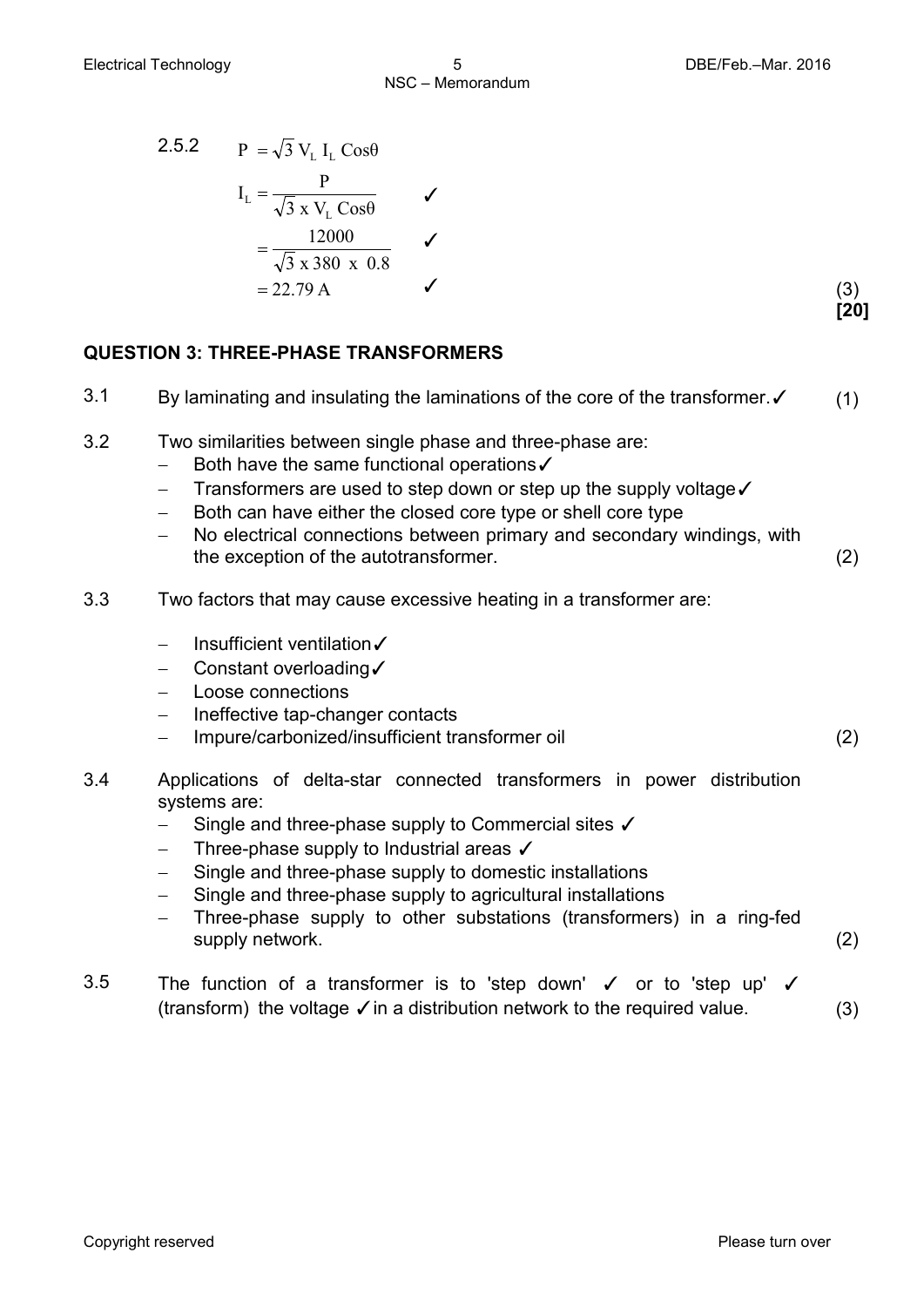2.5.2

$$P = \sqrt{3}\, V_L\, I_L\, \text{Cos}\theta$$

$$I_L = \frac{P}{\sqrt{3} \text{ x } V_L \text{ Cos}\theta} \quad ✓$$

$$= \frac{12000}{\sqrt{3} \text{ x } 380 \text{ x } 0.8} \quad ✓$$

$$= 22.79 \text{ A} \quad ✓$$

(3)
**[20]**

## QUESTION 3: THREE-PHASE TRANSFORMERS

3.1 By laminating and insulating the laminations of the core of the transformer.✓ (1)

3.2 Two similarities between single phase and three-phase are:

- Both have the same functional operations✓
- Transformers are used to step down or step up the supply voltage✓
- Both can have either the closed core type or shell core type
- No electrical connections between primary and secondary windings, with the exception of the autotransformer. (2)

3.3 Two factors that may cause excessive heating in a transformer are:

- Insufficient ventilation✓
- Constant overloading✓
- Loose connections
- Ineffective tap-changer contacts
- Impure/carbonized/insufficient transformer oil (2)

3.4 Applications of delta-star connected transformers in power distribution systems are:

- Single and three-phase supply to Commercial sites ✓
- Three-phase supply to Industrial areas ✓
- Single and three-phase supply to domestic installations
- Single and three-phase supply to agricultural installations
- Three-phase supply to other substations (transformers) in a ring-fed supply network. (2)

3.5 The function of a transformer is to 'step down' ✓ or to 'step up' ✓ (transform) the voltage ✓ in a distribution network to the required value. (3)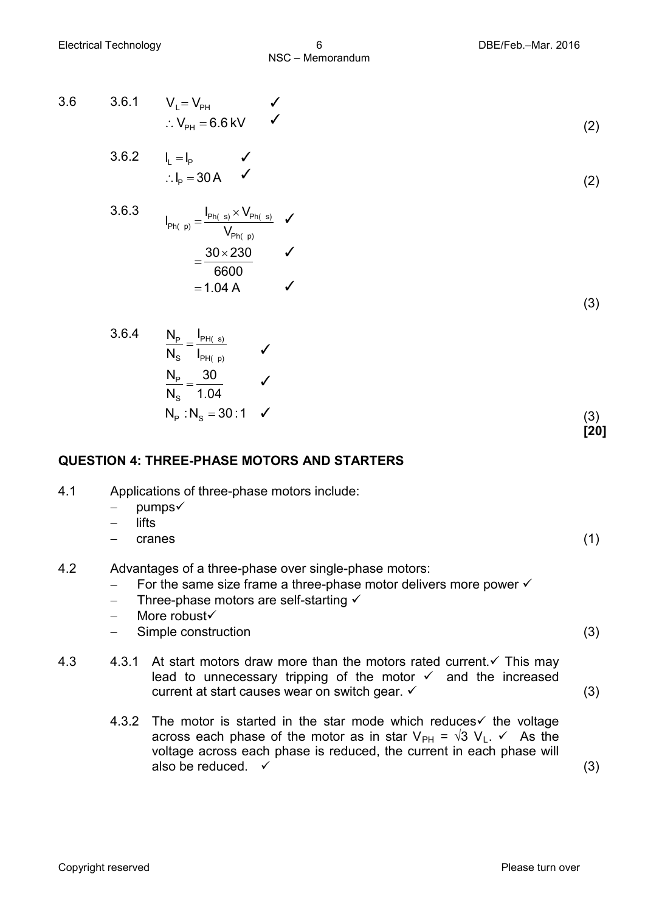3.6 3.6.1 $V_L = V_{PH}$ ✓
$\therefore V_{PH} = 6.6\,\text{kV}$ ✓ (2)

3.6.2 $I_L = I_P$ ✓
$\therefore I_P = 30\,\text{A}$ ✓ (2)

3.6.3
$$I_{Ph(p)} = \frac{I_{Ph(s)} \times V_{Ph(s)}}{V_{Ph(p)}} \checkmark$$
$$= \frac{30 \times 230}{6600} \checkmark$$
$$= 1.04\,\text{A} \checkmark$$
(3)

3.6.4
$$\frac{N_P}{N_S} = \frac{I_{PH(s)}}{I_{PH(p)}} \checkmark$$
$$\frac{N_P}{N_S} = \frac{30}{1.04} \checkmark$$
$$N_P : N_S = 30:1 \checkmark$$
(3)
**[20]**

## QUESTION 4: THREE-PHASE MOTORS AND STARTERS

4.1 Applications of three-phase motors include:
- pumps✓
- lifts
- cranes

(1)

4.2 Advantages of a three-phase over single-phase motors:
- For the same size frame a three-phase motor delivers more power ✓
- Three-phase motors are self-starting ✓
- More robust✓
- Simple construction

(3)

4.3 4.3.1 At start motors draw more than the motors rated current.✓ This may lead to unnecessary tripping of the motor ✓ and the increased current at start causes wear on switch gear. ✓ (3)

4.3.2 The motor is started in the star mode which reduces✓ the voltage across each phase of the motor as in star $V_{PH} = \sqrt{3}\ V_L$. ✓ As the voltage across each phase is reduced, the current in each phase will also be reduced. ✓ (3)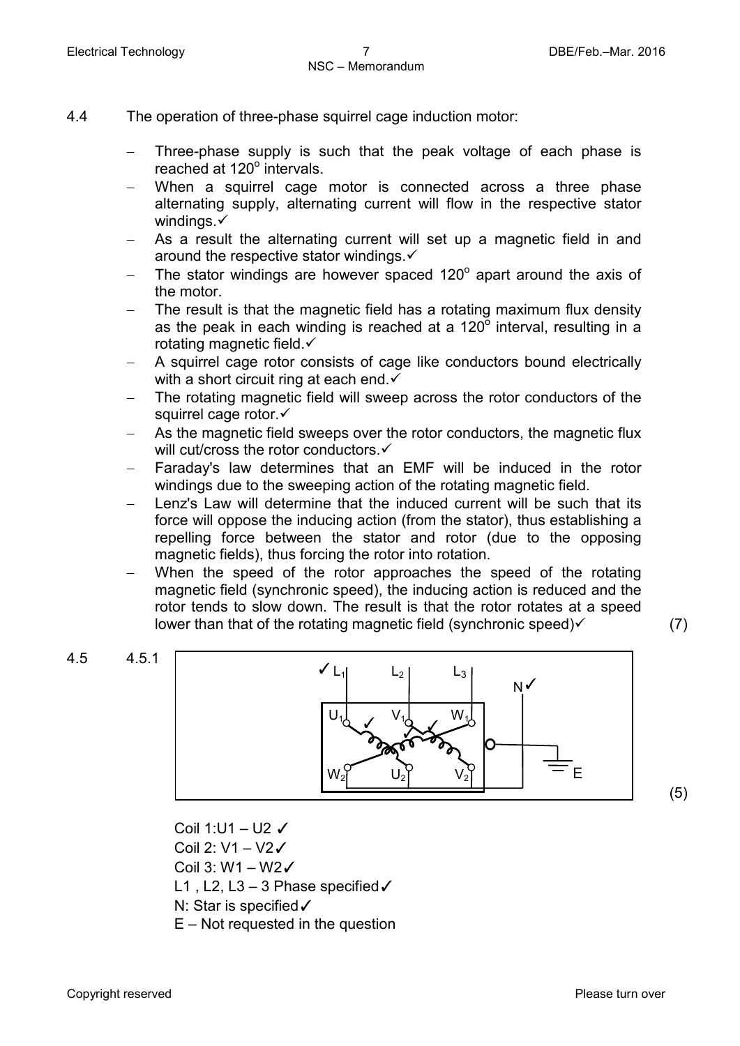4.4 The operation of three-phase squirrel cage induction motor:

- Three-phase supply is such that the peak voltage of each phase is reached at 120° intervals.
- When a squirrel cage motor is connected across a three phase alternating supply, alternating current will flow in the respective stator windings.✓
- As a result the alternating current will set up a magnetic field in and around the respective stator windings.✓
- The stator windings are however spaced 120° apart around the axis of the motor.
- The result is that the magnetic field has a rotating maximum flux density as the peak in each winding is reached at a 120° interval, resulting in a rotating magnetic field.✓
- A squirrel cage rotor consists of cage like conductors bound electrically with a short circuit ring at each end.✓
- The rotating magnetic field will sweep across the rotor conductors of the squirrel cage rotor.✓
- As the magnetic field sweeps over the rotor conductors, the magnetic flux will cut/cross the rotor conductors.✓
- Faraday's law determines that an EMF will be induced in the rotor windings due to the sweeping action of the rotating magnetic field.
- Lenz's Law will determine that the induced current will be such that its force will oppose the inducing action (from the stator), thus establishing a repelling force between the stator and rotor (due to the opposing magnetic fields), thus forcing the rotor into rotation.
- When the speed of the rotor approaches the speed of the rotating magnetic field (synchronic speed), the inducing action is reduced and the rotor tends to slow down. The result is that the rotor rotates at a speed lower than that of the rotating magnetic field (synchronic speed)✓ (7)

4.5 4.5.1

✓ $L_1$ $L_2$ $L_3$ N✓

$U_1$ ✓ $V_1$ ✓ $W_1$ ✓

$W_2$ $U_2$ $V_2$ E

(5)

Coil 1:U1 – U2 ✓
Coil 2: V1 – V2✓
Coil 3: W1 – W2✓
L1 , L2, L3 – 3 Phase specified✓
N: Star is specified✓
E – Not requested in the question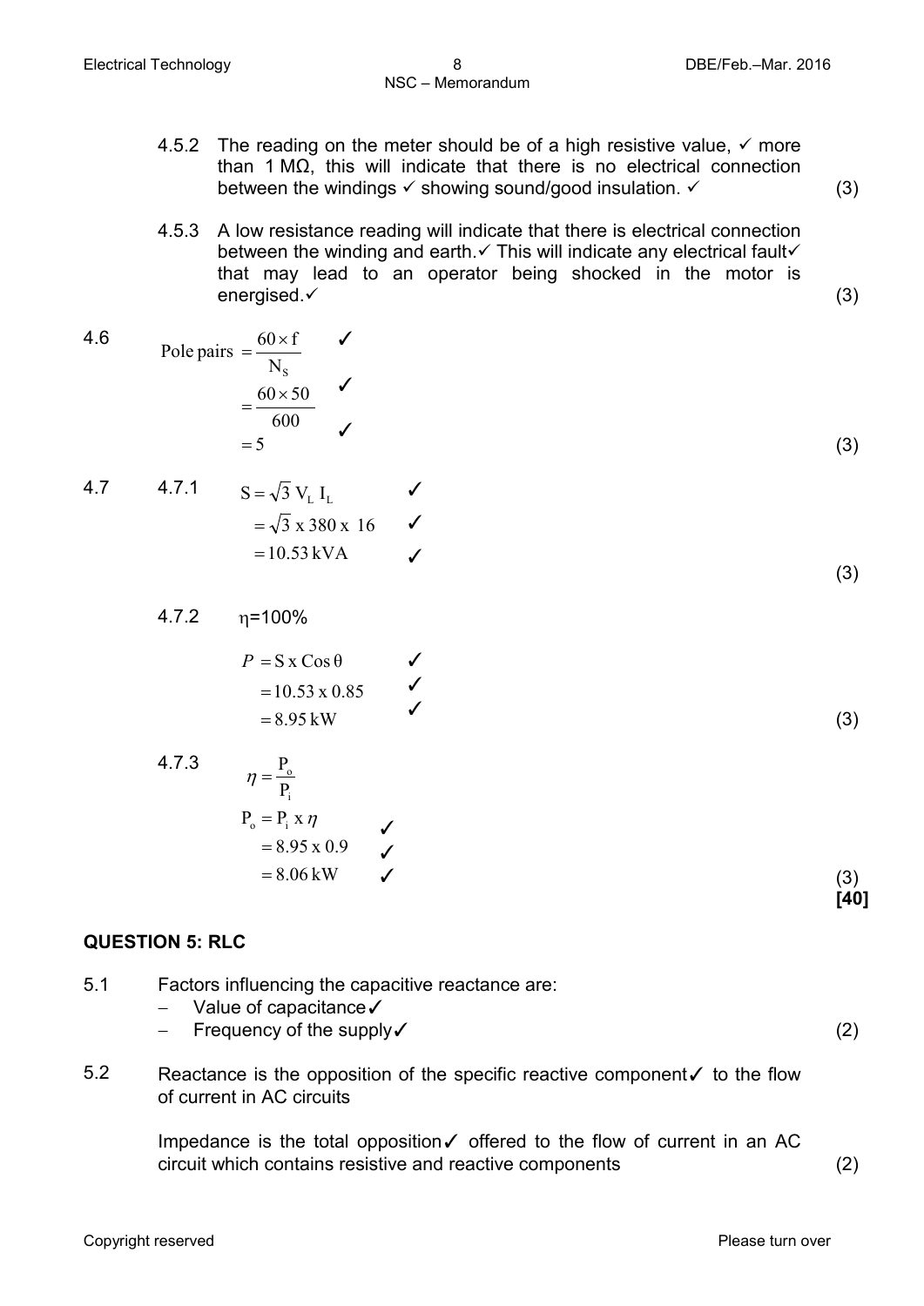4.5.2 The reading on the meter should be of a high resistive value, ✓ more than 1 MΩ, this will indicate that there is no electrical connection between the windings ✓ showing sound/good insulation. ✓ (3)

4.5.3 A low resistance reading will indicate that there is electrical connection between the winding and earth.✓ This will indicate any electrical fault✓ that may lead to an operator being shocked in the motor is energised.✓ (3)

4.6

$$\text{Pole pairs} = \frac{60 \times f}{N_S} \quad ✓$$
$$= \frac{60 \times 50}{600} \quad ✓$$
$$= 5 \quad ✓$$

(3)

4.7 4.7.1

$$S = \sqrt{3}\, V_L\, I_L \quad ✓$$
$$= \sqrt{3} \text{ x } 380 \text{ x } 16 \quad ✓$$
$$= 10.53 \text{ kVA} \quad ✓$$

(3)

4.7.2 η=100%

$$P = S \text{ x } \cos\theta \quad ✓$$
$$= 10.53 \text{ x } 0.85 \quad ✓$$
$$= 8.95 \text{ kW} \quad ✓$$

(3)

4.7.3

$$\eta = \frac{P_o}{P_i}$$
$$P_o = P_i \text{ x } \eta \quad ✓$$
$$= 8.95 \text{ x } 0.9 \quad ✓$$
$$= 8.06 \text{ kW} \quad ✓$$

(3)
**[40]**

## QUESTION 5: RLC

5.1 Factors influencing the capacitive reactance are:
- Value of capacitance✓
- Frequency of the supply✓

(2)

5.2 Reactance is the opposition of the specific reactive component✓ to the flow of current in AC circuits

Impedance is the total opposition✓ offered to the flow of current in an AC circuit which contains resistive and reactive components (2)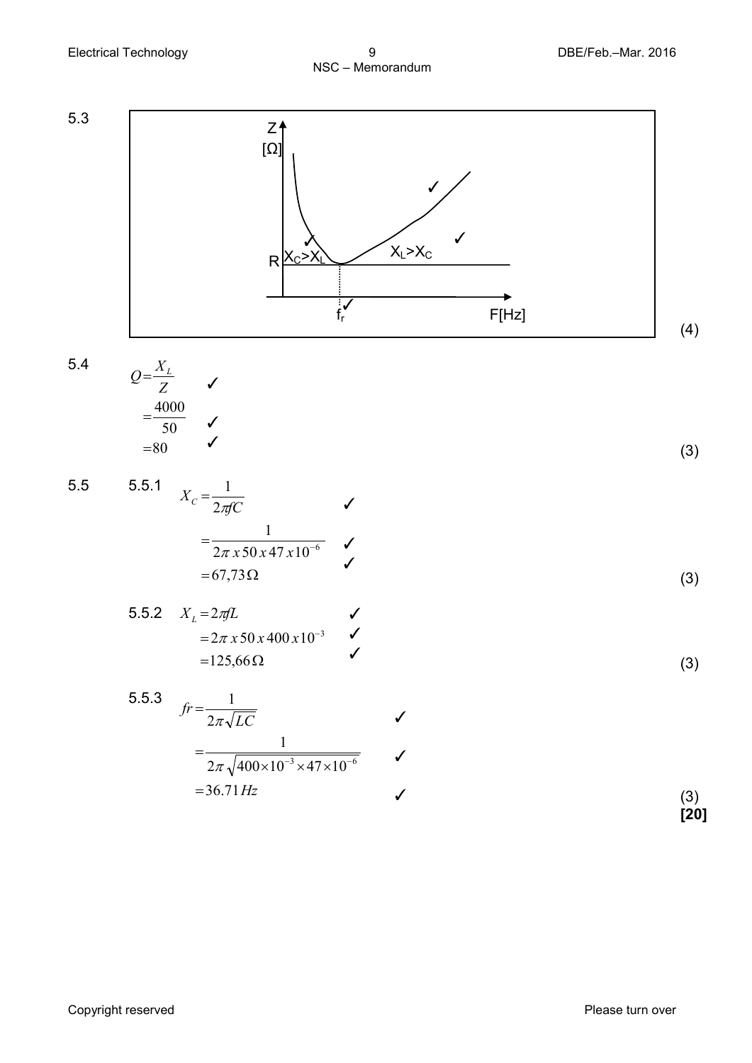5.3

Z
[Ω]

R $X_C>X_L$ ✓ $X_L>X_C$ ✓ ✓

$f_r$ ✓

F[Hz]

(4)

5.4

$$Q = \frac{X_L}{Z} \quad ✓$$
$$= \frac{4000}{50} \quad ✓$$
$$= 80 \quad ✓$$

(3)

5.5

5.5.1

$$X_C = \frac{1}{2\pi fC} \quad ✓$$
$$= \frac{1}{2\pi \, x \, 50 \, x \, 47 \, x 10^{-6}} \quad ✓$$
$$= 67{,}73\,\Omega \quad ✓$$

(3)

5.5.2

$$X_L = 2\pi fL \quad ✓$$
$$= 2\pi \, x \, 50 \, x \, 400 \, x 10^{-3} \quad ✓$$
$$= 125{,}66\,\Omega \quad ✓$$

(3)

5.5.3

$$fr = \frac{1}{2\pi\sqrt{LC}} \quad ✓$$
$$= \frac{1}{2\pi\sqrt{400 \times 10^{-3} \times 47 \times 10^{-6}}} \quad ✓$$
$$= 36.71\,Hz \quad ✓$$

(3)

**[20]**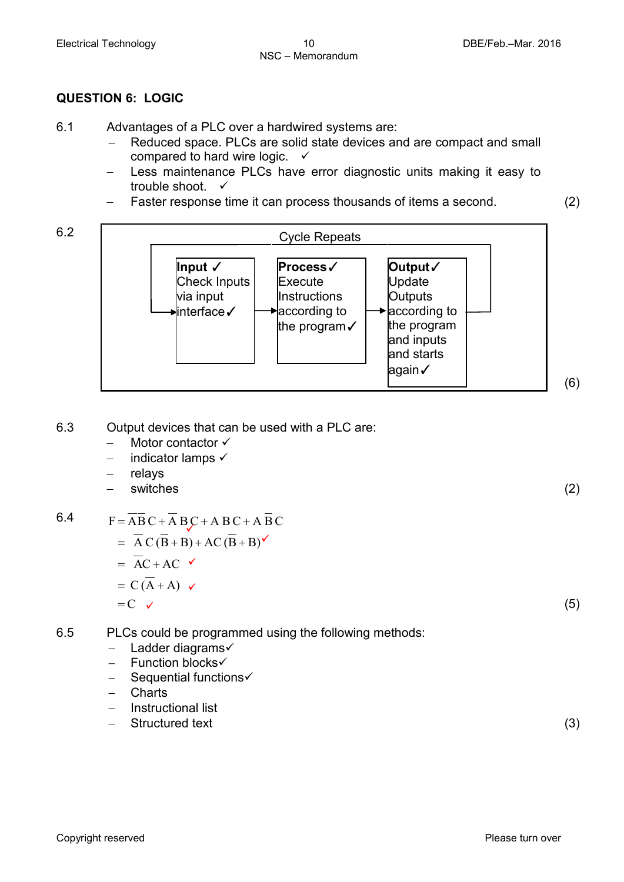## QUESTION 6: LOGIC

6.1 Advantages of a PLC over a hardwired systems are:

- Reduced space. PLCs are solid state devices and are compact and small compared to hard wire logic. ✓
- Less maintenance PLCs have error diagnostic units making it easy to trouble shoot. ✓
- Faster response time it can process thousands of items a second. (2)

6.2

Cycle Repeats

**Input ✓** Check Inputs via input interface ✓ → **Process ✓** Execute Instructions according to the program ✓ → **Output ✓** Update Outputs according to the program and inputs and starts again ✓

(6)

6.3 Output devices that can be used with a PLC are:

- Motor contactor ✓
- indicator lamps ✓
- relays
- switches (2)

6.4

$$F = \overline{A}\,\overline{B}\,C + \overline{A}\,B\,C + A\,B\,C + A\,\overline{B}\,C \;✓$$

$$= \overline{A}\,C\,(\overline{B} + B) + AC\,(\overline{B} + B) \;✓$$

$$= \overline{A}C + AC \;✓$$

$$= C\,(\overline{A} + A) \;✓$$

$$= C \;✓$$

(5)

6.5 PLCs could be programmed using the following methods:

- Ladder diagrams ✓
- Function blocks ✓
- Sequential functions ✓
- Charts
- Instructional list
- Structured text (3)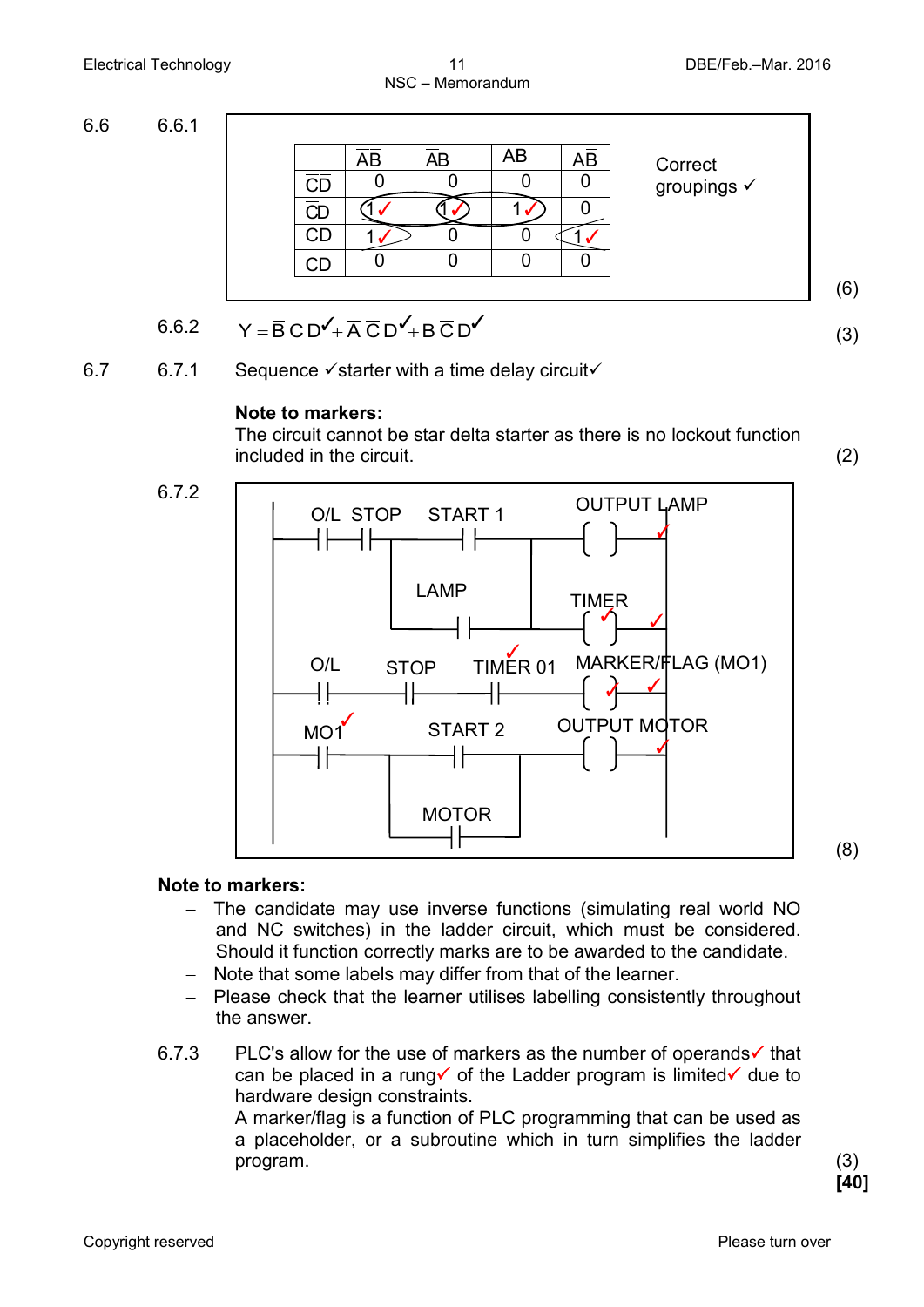6.6 6.6.1

| | $\overline{A}\overline{B}$ | $\overline{A}B$ | $AB$ | $A\overline{B}$ |
|---|---|---|---|---|
| $\overline{C}\overline{D}$ | 0 | 0 | 0 | 0 |
| $\overline{C}D$ | 1✓ | 1✓ | 1✓ | 0 |
| $CD$ | 1✓ | 0 | 0 | 1✓ |
| $C\overline{D}$ | 0 | 0 | 0 | 0 |

Correct groupings ✓

(6)

6.6.2 $Y = \overline{B}CD✓ + \overline{A}\overline{C}D✓ + B\overline{C}D✓$ (3)

6.7 6.7.1 Sequence ✓starter with a time delay circuit✓

**Note to markers:**
The circuit cannot be star delta starter as there is no lockout function included in the circuit. (2)

6.7.2

O/L STOP START 1 OUTPUT LAMP ✓
LAMP
TIMER ✓ ✓
O/L STOP TIMER 01 ✓ MARKER/FLAG (MO1) ✓ ✓
MO1 ✓ START 2 OUTPUT MOTOR ✓
MOTOR

(8)

**Note to markers:**

- The candidate may use inverse functions (simulating real world NO and NC switches) in the ladder circuit, which must be considered. Should it function correctly marks are to be awarded to the candidate.
- Note that some labels may differ from that of the learner.
- Please check that the learner utilises labelling consistently throughout the answer.

6.7.3 PLC's allow for the use of markers as the number of operands✓ that can be placed in a rung✓ of the Ladder program is limited✓ due to hardware design constraints.
A marker/flag is a function of PLC programming that can be used as a placeholder, or a subroutine which in turn simplifies the ladder program. (3)

**[40]**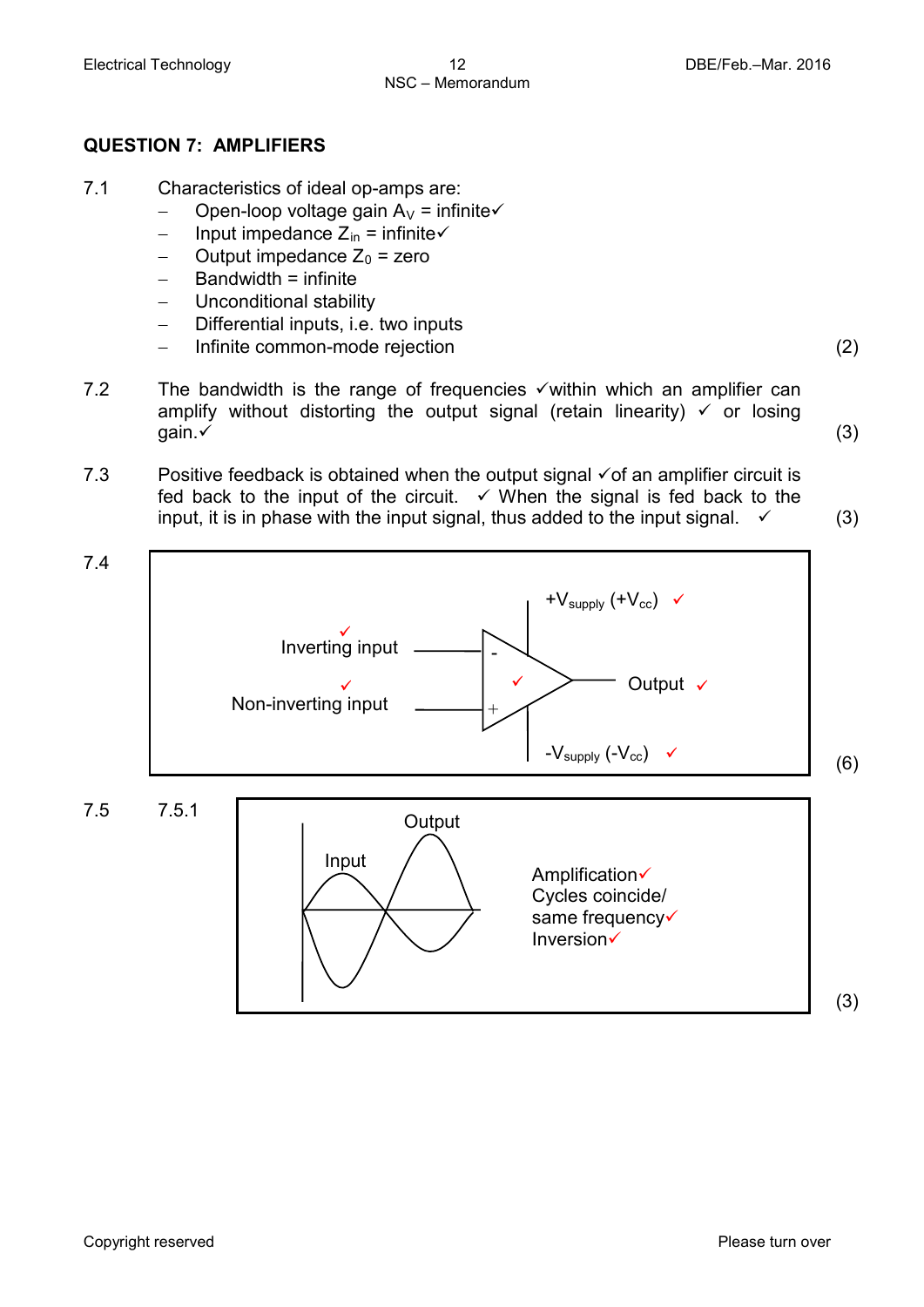## QUESTION 7: AMPLIFIERS

7.1 Characteristics of ideal op-amps are:

- Open-loop voltage gain $A_V$ = infinite✓
- Input impedance $Z_{in}$ = infinite✓
- Output impedance $Z_0$ = zero
- Bandwidth = infinite
- Unconditional stability
- Differential inputs, i.e. two inputs
- Infinite common-mode rejection

(2)

7.2 The bandwidth is the range of frequencies ✓within which an amplifier can amplify without distorting the output signal (retain linearity) ✓ or losing gain.✓ (3)

7.3 Positive feedback is obtained when the output signal ✓of an amplifier circuit is fed back to the input of the circuit. ✓ When the signal is fed back to the input, it is in phase with the input signal, thus added to the input signal. ✓ (3)

7.4

$+V_{supply}$ ($+V_{cc}$) ✓

✓ Inverting input

✓ Non-inverting input

-

\+

✓

Output ✓

$-V_{supply}$ ($-V_{cc}$) ✓

(6)

7.5 7.5.1

Output

Input

Amplification✓
Cycles coincide/ same frequency✓
Inversion✓

(3)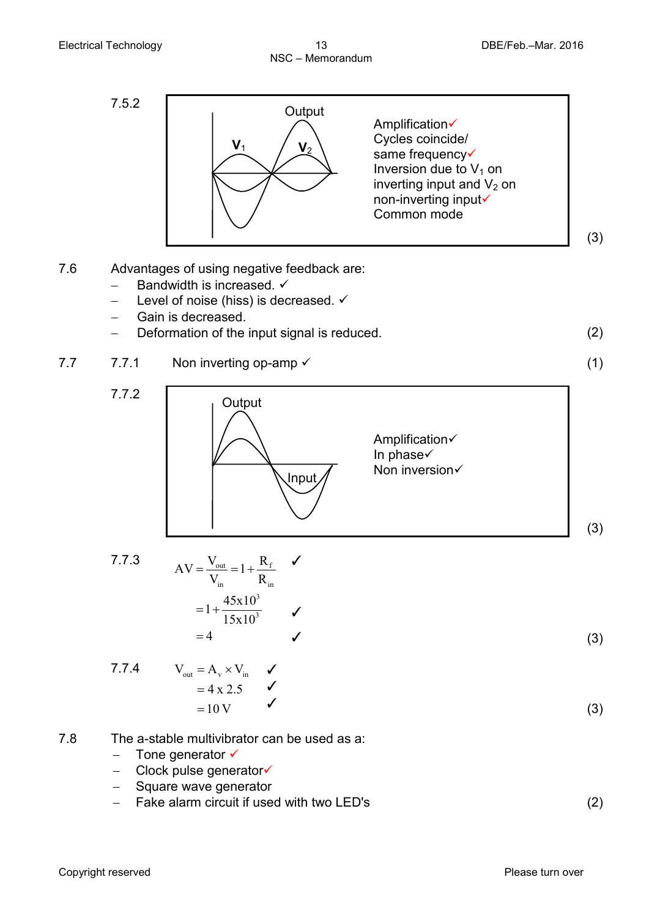7.5.2

Output

$V_1$

$V_2$

Amplification✓
Cycles coincide/
same frequency✓
Inversion due to $V_1$ on inverting input and $V_2$ on non-inverting input✓
Common mode

(3)

7.6 Advantages of using negative feedback are:

- Bandwidth is increased. ✓
- Level of noise (hiss) is decreased. ✓
- Gain is decreased.
- Deformation of the input signal is reduced.

(2)

7.7 7.7.1 Non inverting op-amp ✓ (1)

7.7.2

Output

Input

Amplification✓
In phase✓
Non inversion✓

(3)

7.7.3

$$AV = \frac{V_{out}}{V_{in}} = 1 + \frac{R_f}{R_{in}} \checkmark$$

$$= 1 + \frac{45x10^3}{15x10^3} \checkmark$$

$$= 4 \checkmark$$

(3)

7.7.4

$$V_{out} = A_v \times V_{in} \checkmark$$

$$= 4 \text{ x } 2.5 \checkmark$$

$$= 10 \text{ V} \checkmark$$

(3)

7.8 The a-stable multivibrator can be used as a:

- Tone generator ✓
- Clock pulse generator✓
- Square wave generator
- Fake alarm circuit if used with two LED's

(2)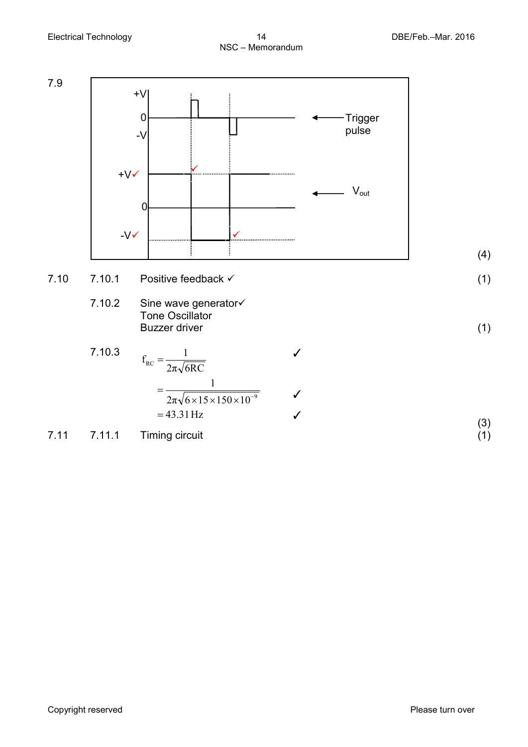7.9

+V

0

-V

Trigger pulse

+V✓

0

-V✓

$V_{out}$

(4)

7.10 7.10.1 Positive feedback ✓ (1)

7.10.2 Sine wave generator✓
Tone Oscillator
Buzzer driver (1)

7.10.3

$$f_{RC} = \frac{1}{2\pi\sqrt{6RC}} \quad ✓$$

$$= \frac{1}{2\pi\sqrt{6 \times 15 \times 150 \times 10^{-9}}} \quad ✓$$

$$= 43.31\,\text{Hz} \quad ✓$$

(3)

7.11 7.11.1 Timing circuit (1)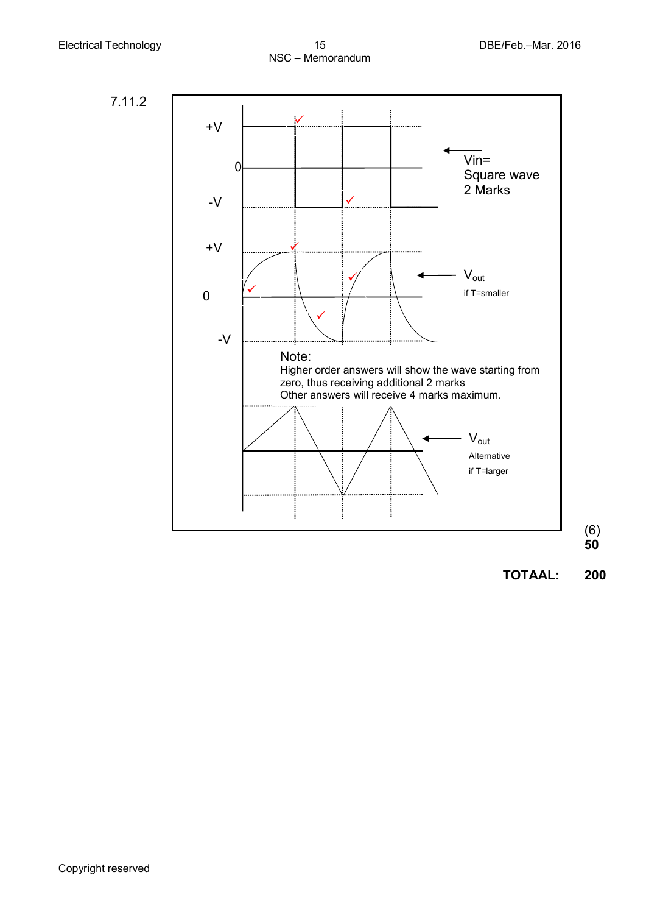7.11.2

+V

0

-V

Vin= Square wave 2 Marks

+V

0

-V

$V_{out}$ if T=smaller

Note:
Higher order answers will show the wave starting from zero, thus receiving additional 2 marks
Other answers will receive 4 marks maximum.

$V_{out}$ Alternative if T=larger

(6)
**50**

**TOTAAL: 200**